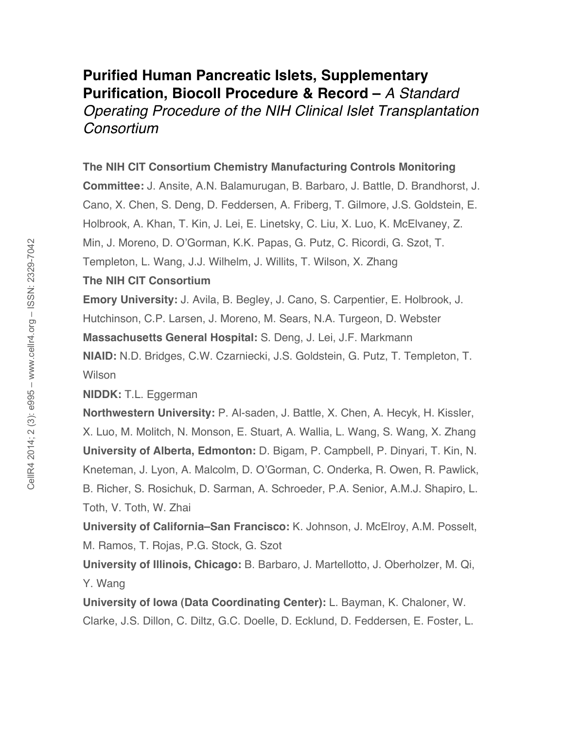# **Purified Human Pancreatic Islets, Supplementary Purification, Biocoll Procedure & Record –** *A Standard Operating Procedure of the NIH Clinical Islet Transplantation Consortium*

**The NIH CIT Consortium Chemistry Manufacturing Controls Monitoring Committee:** J. Ansite, A.N. Balamurugan, B. Barbaro, J. Battle, D. Brandhorst, J. Cano, X. Chen, S. Deng, D. Feddersen, A. Friberg, T. Gilmore, J.S. Goldstein, E. Holbrook, A. Khan, T. Kin, J. Lei, E. Linetsky, C. Liu, X. Luo, K. McElvaney, Z. Min, J. Moreno, D. O'Gorman, K.K. Papas, G. Putz, C. Ricordi, G. Szot, T. Templeton, L. Wang, J.J. Wilhelm, J. Willits, T. Wilson, X. Zhang

**The NIH CIT Consortium**

**Emory University:** J. Avila, B. Begley, J. Cano, S. Carpentier, E. Holbrook, J. Hutchinson, C.P. Larsen, J. Moreno, M. Sears, N.A. Turgeon, D. Webster

**Massachusetts General Hospital:** S. Deng, J. Lei, J.F. Markmann

**NIAID:** N.D. Bridges, C.W. Czarniecki, J.S. Goldstein, G. Putz, T. Templeton, T. Wilson

**NIDDK:** T.L. Eggerman

**Northwestern University:** P. Al-saden, J. Battle, X. Chen, A. Hecyk, H. Kissler, X. Luo, M. Molitch, N. Monson, E. Stuart, A. Wallia, L. Wang, S. Wang, X. Zhang

**University of Alberta, Edmonton:** D. Bigam, P. Campbell, P. Dinyari, T. Kin, N. Kneteman, J. Lyon, A. Malcolm, D. O'Gorman, C. Onderka, R. Owen, R. Pawlick, B. Richer, S. Rosichuk, D. Sarman, A. Schroeder, P.A. Senior, A.M.J. Shapiro, L. Toth, V. Toth, W. Zhai

**University of California–San Francisco:** K. Johnson, J. McElroy, A.M. Posselt, M. Ramos, T. Rojas, P.G. Stock, G. Szot

**University of Illinois, Chicago:** B. Barbaro, J. Martellotto, J. Oberholzer, M. Qi, Y. Wang

**University of Iowa (Data Coordinating Center):** L. Bayman, K. Chaloner, W. Clarke, J.S. Dillon, C. Diltz, G.C. Doelle, D. Ecklund, D. Feddersen, E. Foster, L.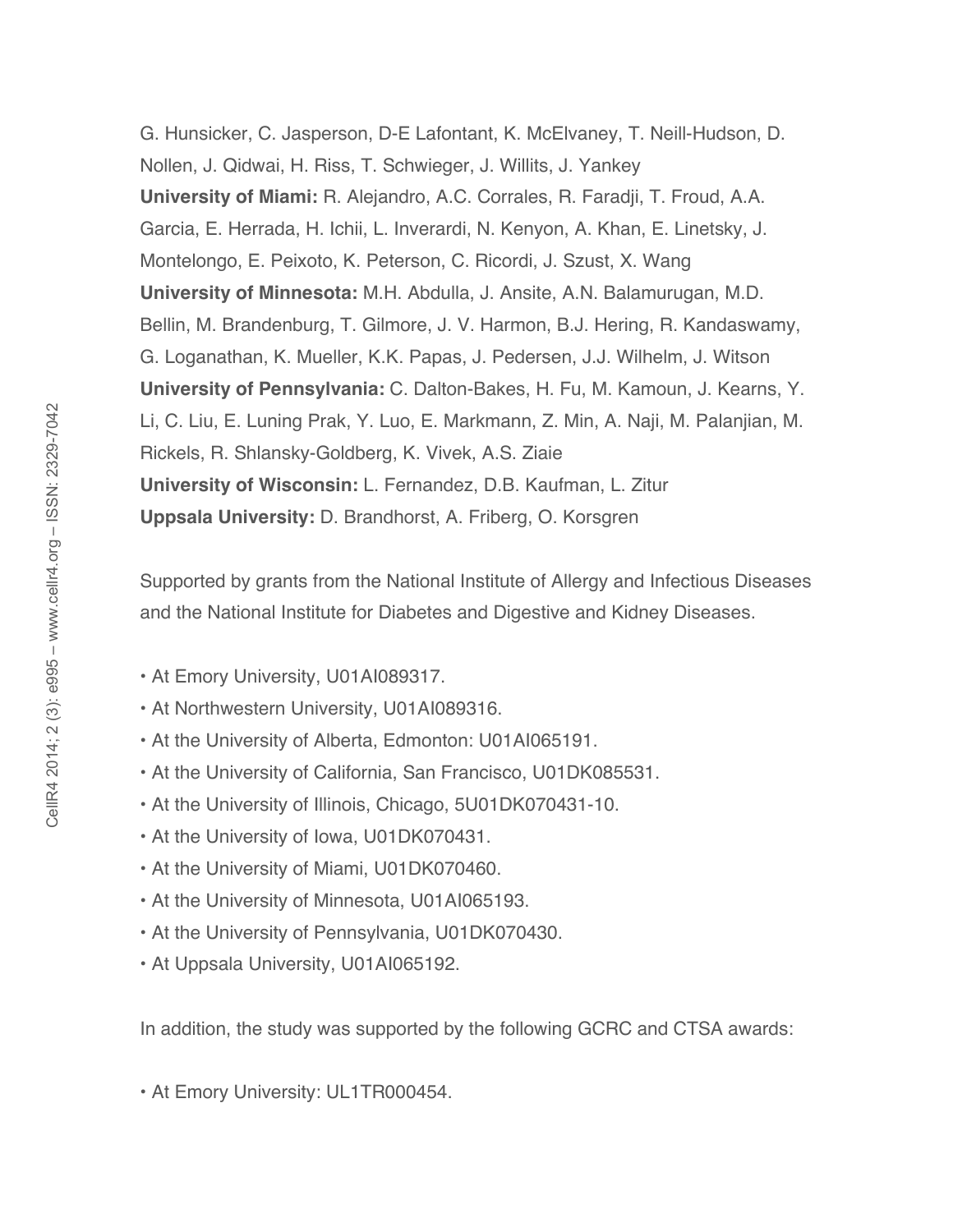G. Hunsicker, C. Jasperson, D-E Lafontant, K. McElvaney, T. Neill-Hudson, D. Nollen, J. Qidwai, H. Riss, T. Schwieger, J. Willits, J. Yankey

**University of Miami:** R. Alejandro, A.C. Corrales, R. Faradji, T. Froud, A.A. Garcia, E. Herrada, H. Ichii, L. Inverardi, N. Kenyon, A. Khan, E. Linetsky, J. Montelongo, E. Peixoto, K. Peterson, C. Ricordi, J. Szust, X. Wang

**University of Minnesota:** M.H. Abdulla, J. Ansite, A.N. Balamurugan, M.D. Bellin, M. Brandenburg, T. Gilmore, J. V. Harmon, B.J. Hering, R. Kandaswamy, G. Loganathan, K. Mueller, K.K. Papas, J. Pedersen, J.J. Wilhelm, J. Witson

**University of Pennsylvania:** C. Dalton-Bakes, H. Fu, M. Kamoun, J. Kearns, Y. Li, C. Liu, E. Luning Prak, Y. Luo, E. Markmann, Z. Min, A. Naji, M. Palanjian, M. Rickels, R. Shlansky-Goldberg, K. Vivek, A.S. Ziaie

**University of Wisconsin:** L. Fernandez, D.B. Kaufman, L. Zitur

**Uppsala University:** D. Brandhorst, A. Friberg, O. Korsgren

Supported by grants from the National Institute of Allergy and Infectious Diseases and the National Institute for Diabetes and Digestive and Kidney Diseases.

- At Emory University, U01AI089317.
- At Northwestern University, U01AI089316.
- At the University of Alberta, Edmonton: U01AI065191.
- At the University of California, San Francisco, U01DK085531.
- At the University of Illinois, Chicago, 5U01DK070431-10.
- At the University of Iowa, U01DK070431.
- At the University of Miami, U01DK070460.
- At the University of Minnesota, U01AI065193.
- At the University of Pennsylvania, U01DK070430.
- At Uppsala University, U01AI065192.

In addition, the study was supported by the following GCRC and CTSA awards:

- At Emory University: UL1TR000454.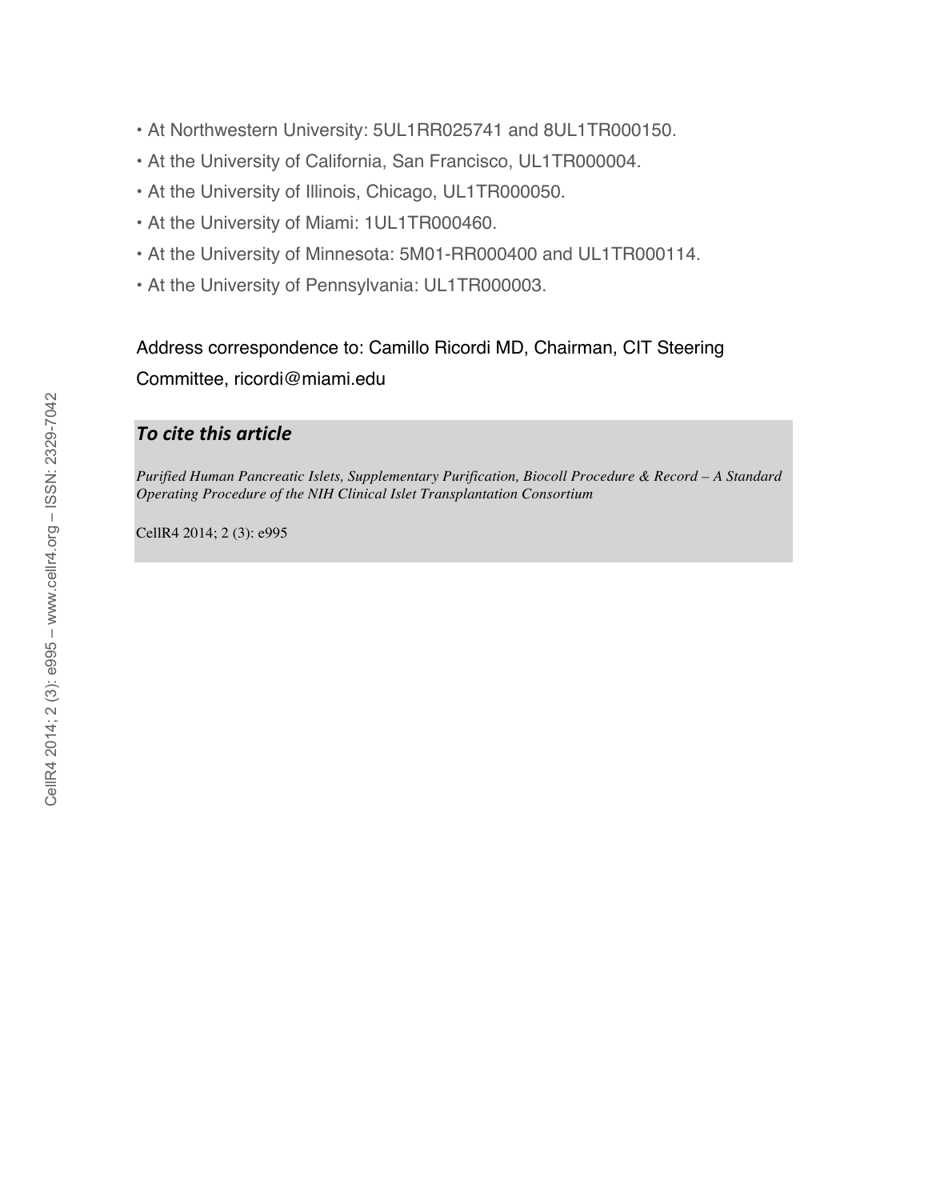- At Northwestern University: 5UL1RR025741 and 8UL1TR000150.
- At the University of California, San Francisco, UL1TR000004.
- At the University of Illinois, Chicago, UL1TR000050.
- At the University of Miami: 1UL1TR000460.
- At the University of Minnesota: 5M01-RR000400 and UL1TR000114.
- At the University of Pennsylvania: UL1TR000003.

Address correspondence to: Camillo Ricordi MD, Chairman, CIT Steering Committee, ricordi@miami.edu

***To cite this article***

*Purified Human Pancreatic Islets, Supplementary Purification, Biocoll Procedure & Record – A Standard Operating Procedure of the NIH Clinical Islet Transplantation Consortium*

CellR4 2014; 2 (3): e995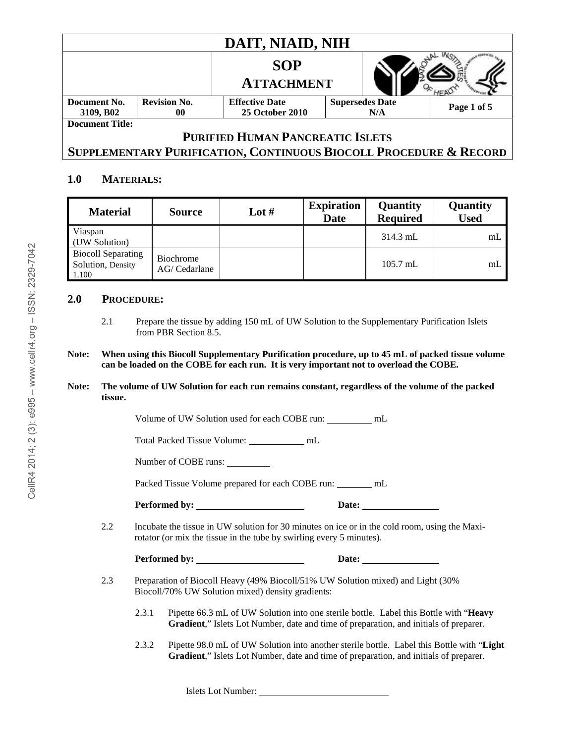| DAIT, NIAID, NIH | | | | |
|---|---|---|---|---|
| | SOP ATTACHMENT | | | |
| Document No. 3109, B02 | Revision No. 00 | Effective Date 25 October 2010 | Supersedes Date N/A | Page 1 of 5 |

**Document Title:**

# PURIFIED HUMAN PANCREATIC ISLETS SUPPLEMENTARY PURIFICATION, CONTINUOUS BIOCOLL PROCEDURE & RECORD

## 1.0 MATERIALS:

| Material | Source | Lot # | Expiration Date | Quantity Required | Quantity Used |
|---|---|---|---|---|---|
| Viaspan (UW Solution) | | | | 314.3 mL | mL |
| Biocoll Separating Solution, Density 1.100 | Biochrome AG/ Cedarlane | | | 105.7 mL | mL |

## 2.0 PROCEDURE:

2.1 Prepare the tissue by adding 150 mL of UW Solution to the Supplementary Purification Islets from PBR Section 8.5.

**Note: When using this Biocoll Supplementary Purification procedure, up to 45 mL of packed tissue volume can be loaded on the COBE for each run. It is very important not to overload the COBE.**

**Note: The volume of UW Solution for each run remains constant, regardless of the volume of the packed tissue.**

Volume of UW Solution used for each COBE run: ________ mL

Total Packed Tissue Volume: __________ mL

Number of COBE runs: ________

Packed Tissue Volume prepared for each COBE run: _______ mL

**Performed by:** ____________________ **Date:** ______________

2.2 Incubate the tissue in UW solution for 30 minutes on ice or in the cold room, using the Maxi-rotator (or mix the tissue in the tube by swirling every 5 minutes).

**Performed by:** ____________________ **Date:** ______________

2.3 Preparation of Biocoll Heavy (49% Biocoll/51% UW Solution mixed) and Light (30% Biocoll/70% UW Solution mixed) density gradients:

2.3.1 Pipette 66.3 mL of UW Solution into one sterile bottle. Label this Bottle with "**Heavy Gradient**," Islets Lot Number, date and time of preparation, and initials of preparer.

2.3.2 Pipette 98.0 mL of UW Solution into another sterile bottle. Label this Bottle with "**Light Gradient**," Islets Lot Number, date and time of preparation, and initials of preparer.

Islets Lot Number: ________________________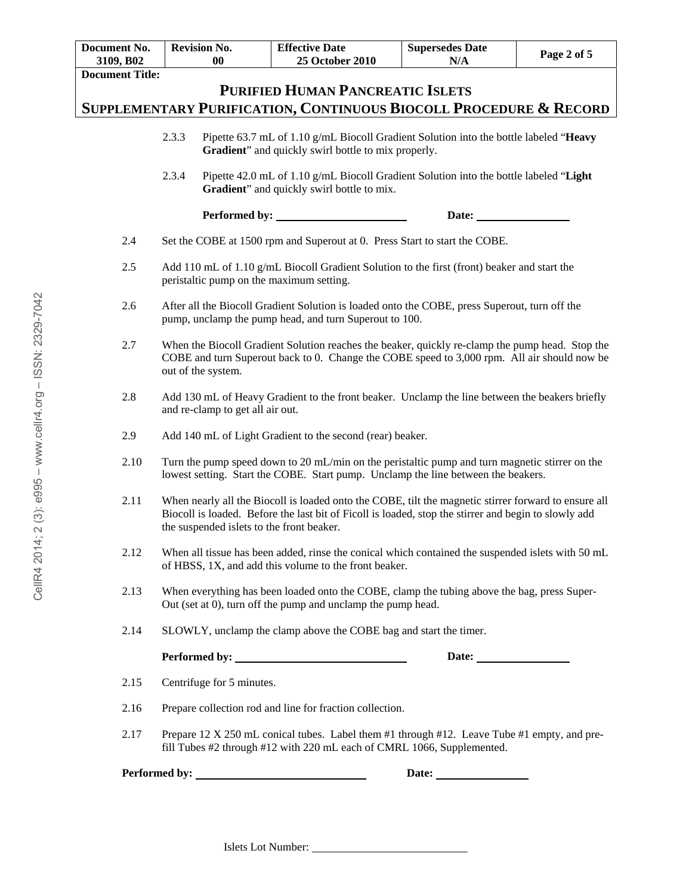| Document No. 3109, B02 | Revision No. 00 | Effective Date 25 October 2010 | Supersedes Date N/A | Page 2 of 5 |
|---|---|---|---|---|

**Document Title:**

**PURIFIED HUMAN PANCREATIC ISLETS**
**SUPPLEMENTARY PURIFICATION, CONTINUOUS BIOCOLL PROCEDURE & RECORD**

2.3.3 Pipette 63.7 mL of 1.10 g/mL Biocoll Gradient Solution into the bottle labeled "**Heavy Gradient**" and quickly swirl bottle to mix properly.

2.3.4 Pipette 42.0 mL of 1.10 g/mL Biocoll Gradient Solution into the bottle labeled "**Light Gradient**" and quickly swirl bottle to mix.

**Performed by:** ______________________ **Date:** ______________

2.4 Set the COBE at 1500 rpm and Superout at 0. Press Start to start the COBE.

2.5 Add 110 mL of 1.10 g/mL Biocoll Gradient Solution to the first (front) beaker and start the peristaltic pump on the maximum setting.

2.6 After all the Biocoll Gradient Solution is loaded onto the COBE, press Superout, turn off the pump, unclamp the pump head, and turn Superout to 100.

2.7 When the Biocoll Gradient Solution reaches the beaker, quickly re-clamp the pump head. Stop the COBE and turn Superout back to 0. Change the COBE speed to 3,000 rpm. All air should now be out of the system.

2.8 Add 130 mL of Heavy Gradient to the front beaker. Unclamp the line between the beakers briefly and re-clamp to get all air out.

2.9 Add 140 mL of Light Gradient to the second (rear) beaker.

2.10 Turn the pump speed down to 20 mL/min on the peristaltic pump and turn magnetic stirrer on the lowest setting. Start the COBE. Start pump. Unclamp the line between the beakers.

2.11 When nearly all the Biocoll is loaded onto the COBE, tilt the magnetic stirrer forward to ensure all Biocoll is loaded. Before the last bit of Ficoll is loaded, stop the stirrer and begin to slowly add the suspended islets to the front beaker.

2.12 When all tissue has been added, rinse the conical which contained the suspended islets with 50 mL of HBSS, 1X, and add this volume to the front beaker.

2.13 When everything has been loaded onto the COBE, clamp the tubing above the bag, press Super-Out (set at 0), turn off the pump and unclamp the pump head.

2.14 SLOWLY, unclamp the clamp above the COBE bag and start the timer.

**Performed by:** ______________________ **Date:** ______________

2.15 Centrifuge for 5 minutes.

2.16 Prepare collection rod and line for fraction collection.

2.17 Prepare 12 X 250 mL conical tubes. Label them #1 through #12. Leave Tube #1 empty, and pre-fill Tubes #2 through #12 with 220 mL each of CMRL 1066, Supplemented.

**Performed by:** ______________________ **Date:** ______________

Islets Lot Number: ______________________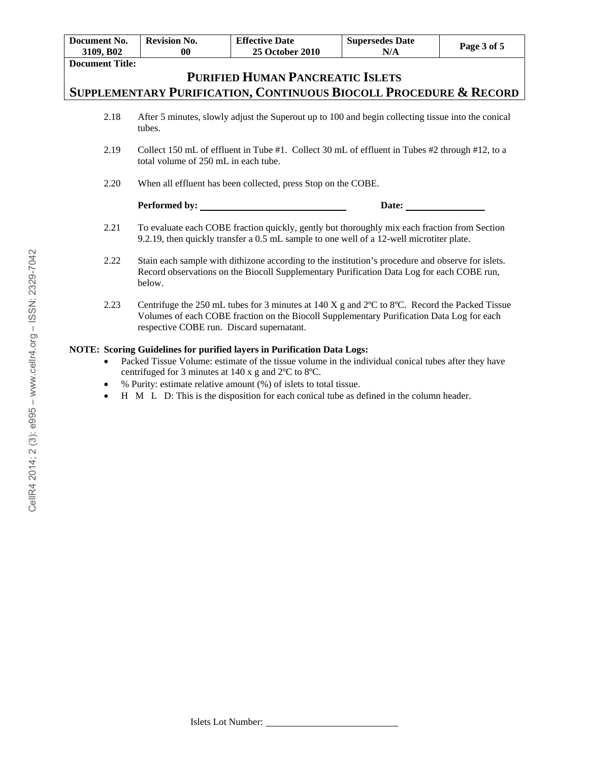2.18 After 5 minutes, slowly adjust the Superout up to 100 and begin collecting tissue into the conical tubes.

2.19 Collect 150 mL of effluent in Tube #1. Collect 30 mL of effluent in Tubes #2 through #12, to a total volume of 250 mL in each tube.

2.20 When all effluent has been collected, press Stop on the COBE.

**Performed by:** ______________________________ **Date:** ________________

2.21 To evaluate each COBE fraction quickly, gently but thoroughly mix each fraction from Section 9.2.19, then quickly transfer a 0.5 mL sample to one well of a 12-well microtiter plate.

2.22 Stain each sample with dithizone according to the institution's procedure and observe for islets. Record observations on the Biocoll Supplementary Purification Data Log for each COBE run, below.

2.23 Centrifuge the 250 mL tubes for 3 minutes at 140 X g and 2ºC to 8ºC. Record the Packed Tissue Volumes of each COBE fraction on the Biocoll Supplementary Purification Data Log for each respective COBE run. Discard supernatant.

**NOTE: Scoring Guidelines for purified layers in Purification Data Logs:**

- Packed Tissue Volume: estimate of the tissue volume in the individual conical tubes after they have centrifuged for 3 minutes at 140 x g and 2ºC to 8ºC.
- % Purity: estimate relative amount (%) of islets to total tissue.
- H M L D: This is the disposition for each conical tube as defined in the column header.

Islets Lot Number: ____________________________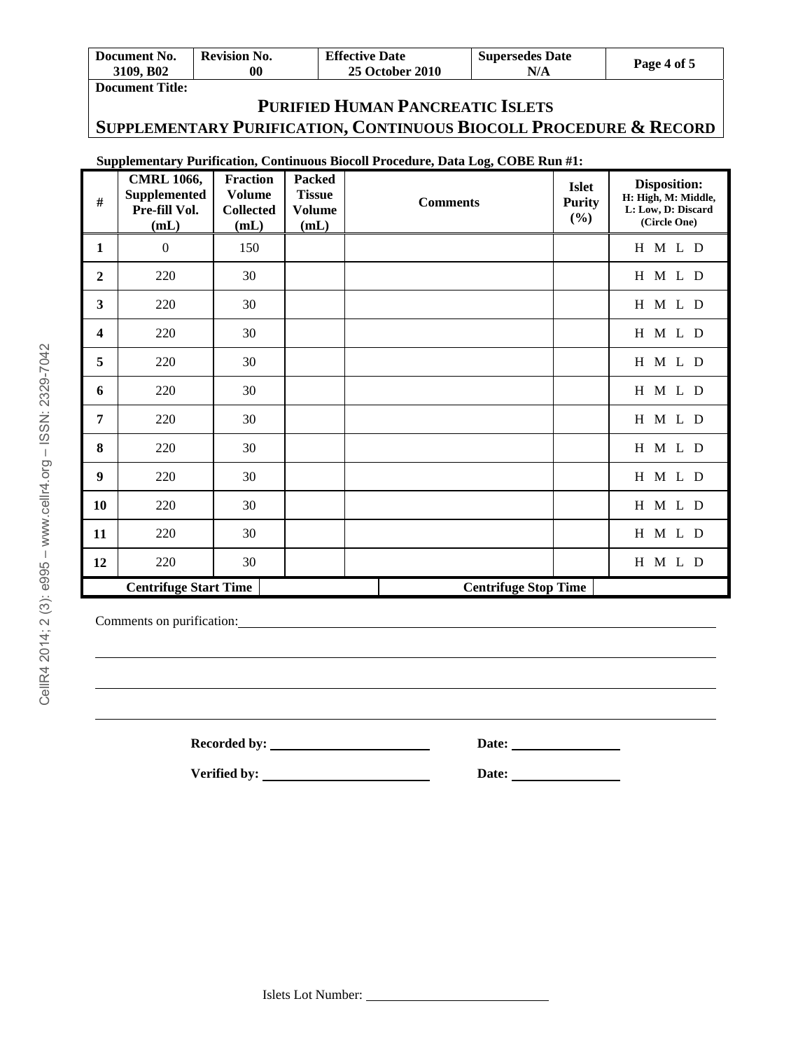| Document No. 3109, B02 | Revision No. 00 | Effective Date 25 October 2010 | Supersedes Date N/A | Page 4 of 5 |
|---|---|---|---|---|

**Document Title:**

# PURIFIED HUMAN PANCREATIC ISLETS
# SUPPLEMENTARY PURIFICATION, CONTINUOUS BIOCOLL PROCEDURE & RECORD

**Supplementary Purification, Continuous Biocoll Procedure, Data Log, COBE Run #1:**

| # | CMRL 1066, Supplemented Pre-fill Vol. (mL) | Fraction Volume Collected (mL) | Packed Tissue Volume (mL) | Comments | Islet Purity (%) | Disposition: H: High, M: Middle, L: Low, D: Discard (Circle One) |
|---|---|---|---|---|---|---|
| 1 | 0 | 150 | | | | H M L D |
| 2 | 220 | 30 | | | | H M L D |
| 3 | 220 | 30 | | | | H M L D |
| 4 | 220 | 30 | | | | H M L D |
| 5 | 220 | 30 | | | | H M L D |
| 6 | 220 | 30 | | | | H M L D |
| 7 | 220 | 30 | | | | H M L D |
| 8 | 220 | 30 | | | | H M L D |
| 9 | 220 | 30 | | | | H M L D |
| 10 | 220 | 30 | | | | H M L D |
| 11 | 220 | 30 | | | | H M L D |
| 12 | 220 | 30 | | | | H M L D |
| **Centrifuge Start Time** | | | | **Centrifuge Stop Time** | | |

Comments on purification: ______________________________________________

______________________________________________

______________________________________________

______________________________________________

**Recorded by:** ____________________ **Date:** ______________

**Verified by:** ____________________ **Date:** ______________

Islets Lot Number: ____________________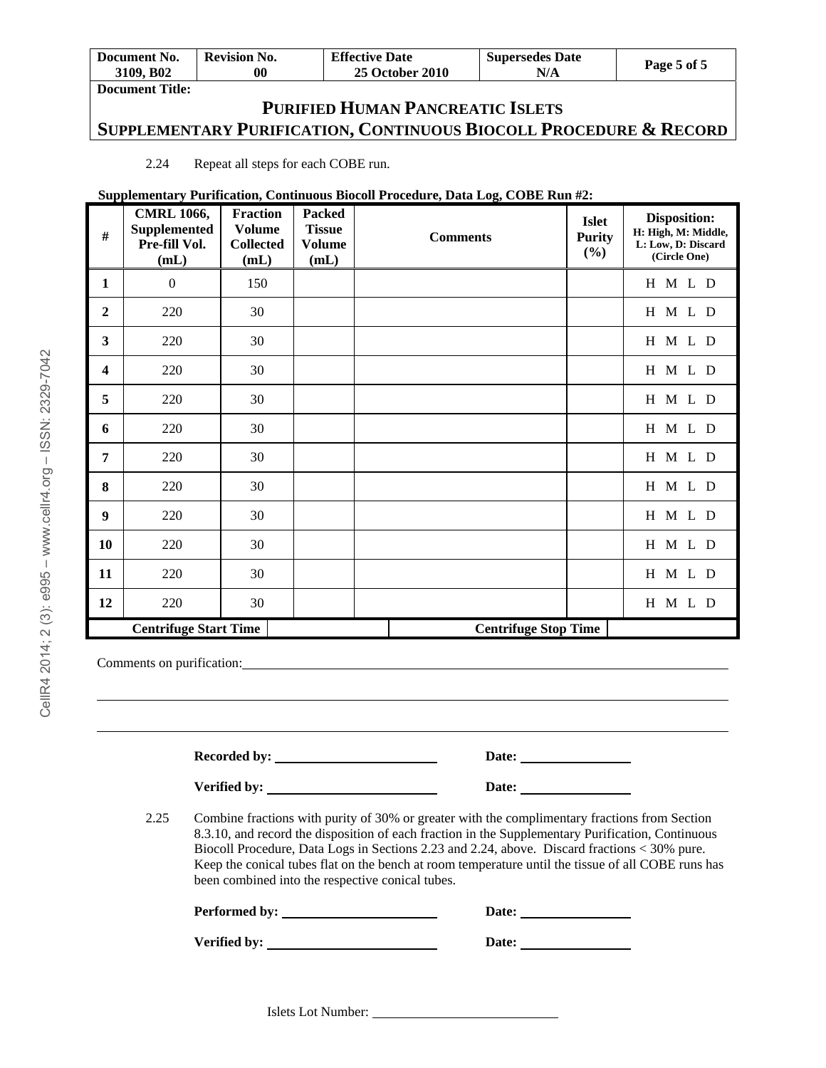| Document No. 3109, B02 | Revision No. 00 | Effective Date 25 October 2010 | Supersedes Date N/A | Page 5 of 5 |
|---|---|---|---|---|

**Document Title:**

## PURIFIED HUMAN PANCREATIC ISLETS
## SUPPLEMENTARY PURIFICATION, CONTINUOUS BIOCOLL PROCEDURE & RECORD

2.24 Repeat all steps for each COBE run.

**Supplementary Purification, Continuous Biocoll Procedure, Data Log, COBE Run #2:**

| # | CMRL 1066, Supplemented Pre-fill Vol. (mL) | Fraction Volume Collected (mL) | Packed Tissue Volume (mL) | Comments | Islet Purity (%) | Disposition: H: High, M: Middle, L: Low, D: Discard (Circle One) |
|---|---|---|---|---|---|---|
| 1 | 0 | 150 | | | | H M L D |
| 2 | 220 | 30 | | | | H M L D |
| 3 | 220 | 30 | | | | H M L D |
| 4 | 220 | 30 | | | | H M L D |
| 5 | 220 | 30 | | | | H M L D |
| 6 | 220 | 30 | | | | H M L D |
| 7 | 220 | 30 | | | | H M L D |
| 8 | 220 | 30 | | | | H M L D |
| 9 | 220 | 30 | | | | H M L D |
| 10 | 220 | 30 | | | | H M L D |
| 11 | 220 | 30 | | | | H M L D |
| 12 | 220 | 30 | | | | H M L D |
| **Centrifuge Start Time** | | | | **Centrifuge Stop Time** | | |

Comments on purification: ____________________

____________________

____________________

**Recorded by:** ____________________ **Date:** ____________

**Verified by:** ____________________ **Date:** ____________

2.25 Combine fractions with purity of 30% or greater with the complimentary fractions from Section 8.3.10, and record the disposition of each fraction in the Supplementary Purification, Continuous Biocoll Procedure, Data Logs in Sections 2.23 and 2.24, above. Discard fractions < 30% pure. Keep the conical tubes flat on the bench at room temperature until the tissue of all COBE runs has been combined into the respective conical tubes.

**Performed by:** ____________________ **Date:** ____________

**Verified by:** ____________________ **Date:** ____________

Islets Lot Number: ____________________